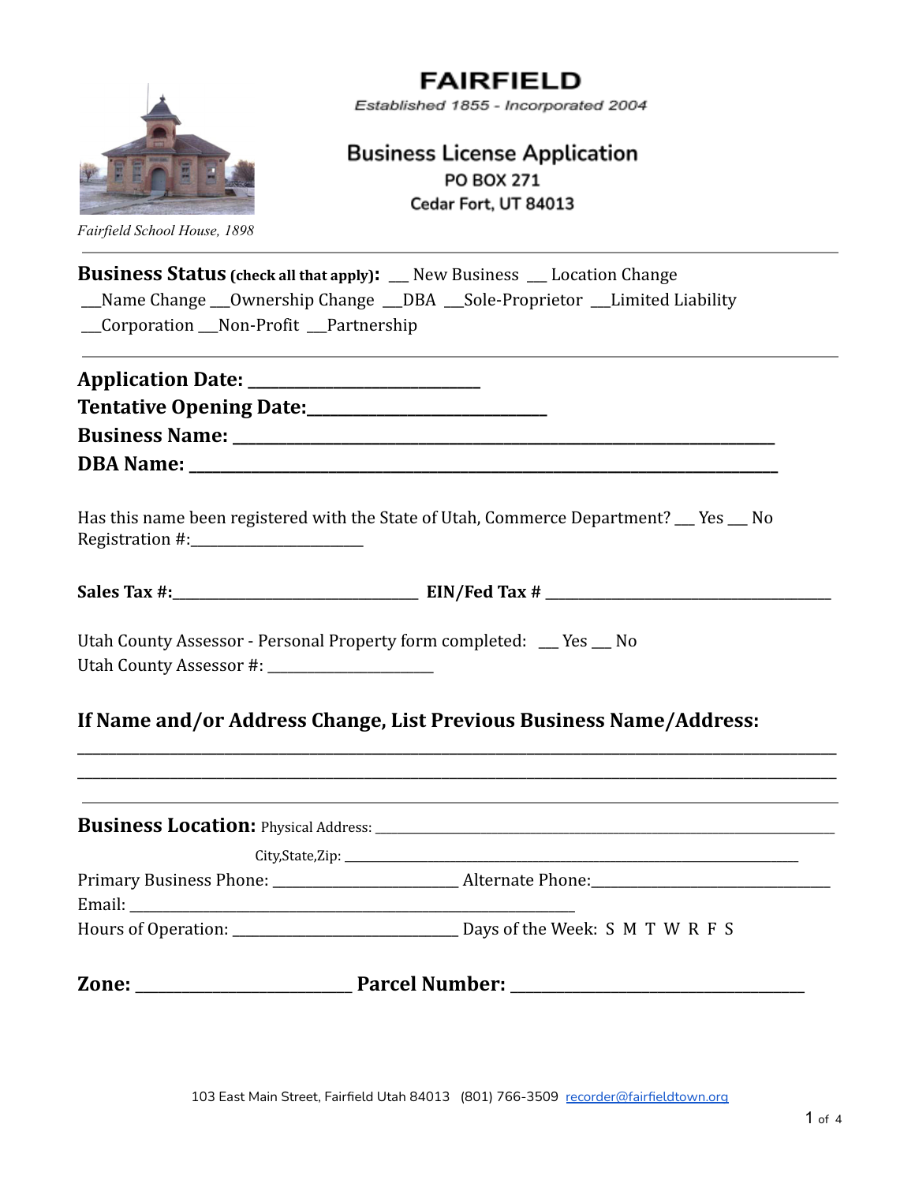*Fairfield School House, 1898*

# FAIRFIELD

Established 1855 - Incorporated 2004

## Business License Application

PO BOX 271
Cedar Fort, UT 84013

---

**Business Status** **(check all that apply)**: ___ New Business ___ Location Change
___Name Change ___Ownership Change ___DBA ___Sole-Proprietor ___Limited Liability
___Corporation ___Non-Profit ___Partnership

---

**Application Date:** ____________________________

**Tentative Opening Date:**____________________________

**Business Name:** ____________________________________________________________________

**DBA Name:** ________________________________________________________________________

Has this name been registered with the State of Utah, Commerce Department? ___ Yes ___ No
Registration #:________________________

**Sales Tax #:**__________________________________ **EIN/Fed Tax #** ________________________________________

Utah County Assessor - Personal Property form completed: ___ Yes ___ No
Utah County Assessor #: ________________________

### If Name and/or Address Change, List Previous Business Name/Address:

______________________________________________________________________________________________
______________________________________________________________________________________________

---

**Business Location:** Physical Address: ______________________________________________________________________

City,State,Zip: ______________________________________________________________________

Primary Business Phone: ___________________________ Alternate Phone:__________________________________

Email: _________________________________________________________________

Hours of Operation: ________________________________ Days of the Week: S M T W R F S

**Zone:** ___________________________ **Parcel Number:** ____________________________________

103 East Main Street, Fairfield Utah 84013 (801) 766-3509 recorder@fairfieldtown.org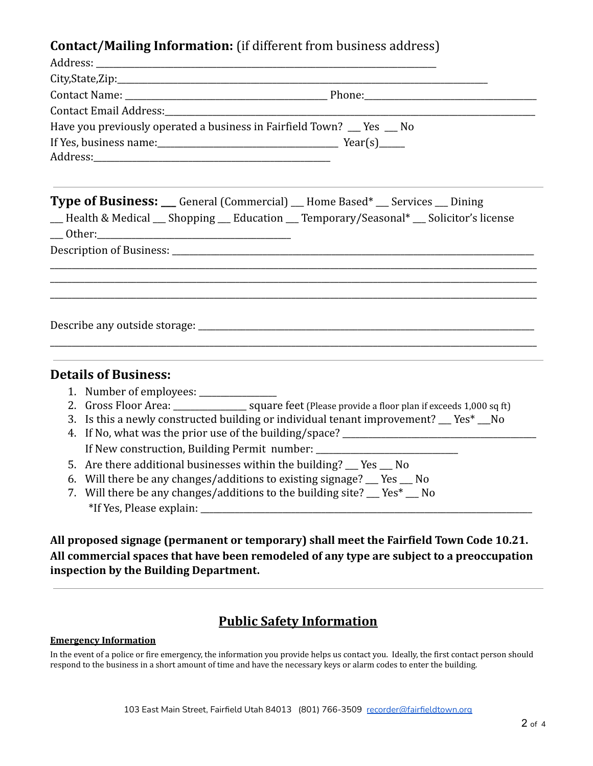## Contact/Mailing Information: (if different from business address)

Address: ___________________________________________________________________________

City,State,Zip:_________________________________________________________________________________

Contact Name: ___________________________________________ Phone:_____________________________________

Contact Email Address:__________________________________________________________________________________

Have you previously operated a business in Fairfield Town? ___ Yes ___ No

If Yes, business name:______________________________________ Year(s)______

Address:___________________________________________________

---

**Type of Business:** ___ General (Commercial) ___ Home Based* ___ Services ___ Dining
___ Health & Medical ___ Shopping ___ Education ___ Temporary/Seasonal* ___ Solicitor's license
___ Other:__________________________________________

Description of Business: _________________________________________________________________________________

_____________________________________________________________________________________________________

_____________________________________________________________________________________________________

_____________________________________________________________________________________________________

Describe any outside storage: ____________________________________________________________________________

_____________________________________________________________________________________________________

---

## Details of Business:

1. Number of employees: _________________
2. Gross Floor Area: ________________ square feet (Please provide a floor plan if exceeds 1,000 sq ft)
3. Is this a newly constructed building or individual tenant improvement? ___ Yes* ___No
4. If No, what was the prior use of the building/space? ___________________________________________
   If New construction, Building Permit number: ______________________________
5. Are there additional businesses within the building? ___ Yes ___ No
6. Will there be any changes/additions to existing signage? ___ Yes ___ No
7. Will there be any changes/additions to the building site? ___ Yes* ___ No
   *If Yes, Please explain: _________________________________________________________________________

**All proposed signage (permanent or temporary) shall meet the Fairfield Town Code 10.21. All commercial spaces that have been remodeled of any type are subject to a preoccupation inspection by the Building Department.**

---

## Public Safety Information

**Emergency Information**

In the event of a police or fire emergency, the information you provide helps us contact you. Ideally, the first contact person should respond to the business in a short amount of time and have the necessary keys or alarm codes to enter the building.

103 East Main Street, Fairfield Utah 84013 (801) 766-3509 recorder@fairfieldtown.org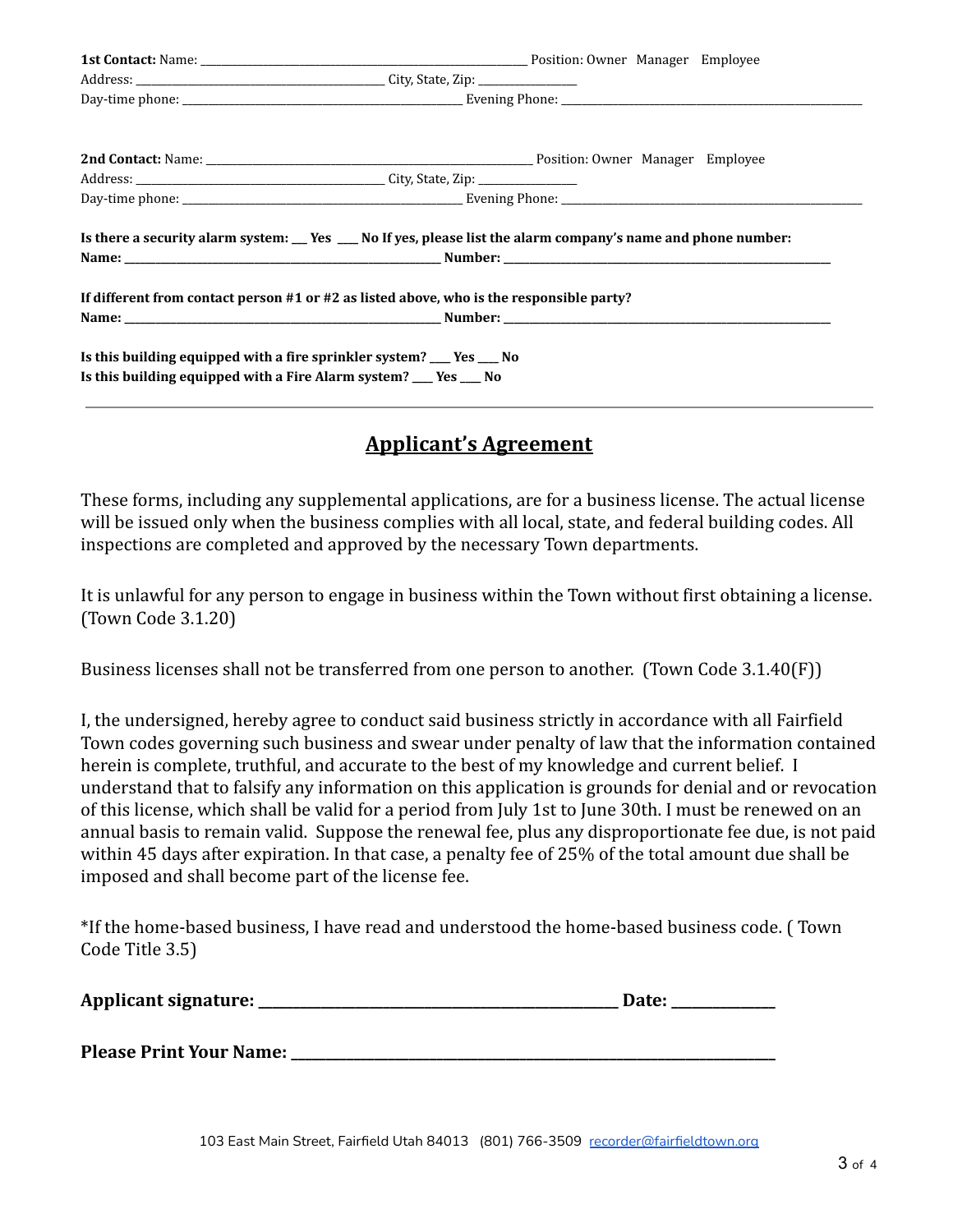**1st Contact:** Name: ______________________________ Position: Owner Manager Employee
Address: ______________________ City, State, Zip: __________
Day-time phone: _________________________ Evening Phone: ___________________________

**2nd Contact:** Name: ______________________________ Position: Owner Manager Employee
Address: ______________________ City, State, Zip: __________
Day-time phone: _________________________ Evening Phone: ___________________________

**Is there a security alarm system: ___ Yes ____ No If yes, please list the alarm company's name and phone number:**
**Name: ____________________________ Number: ______________________________**

**If different from contact person #1 or #2 as listed above, who is the responsible party?**
**Name: ____________________________ Number: ______________________________**

**Is this building equipped with a fire sprinkler system? ____ Yes ____ No**
**Is this building equipped with a Fire Alarm system? ____ Yes ____ No**

---

## Applicant's Agreement

These forms, including any supplemental applications, are for a business license. The actual license will be issued only when the business complies with all local, state, and federal building codes. All inspections are completed and approved by the necessary Town departments.

It is unlawful for any person to engage in business within the Town without first obtaining a license. (Town Code 3.1.20)

Business licenses shall not be transferred from one person to another. (Town Code 3.1.40(F))

I, the undersigned, hereby agree to conduct said business strictly in accordance with all Fairfield Town codes governing such business and swear under penalty of law that the information contained herein is complete, truthful, and accurate to the best of my knowledge and current belief. I understand that to falsify any information on this application is grounds for denial and or revocation of this license, which shall be valid for a period from July 1st to June 30th. I must be renewed on an annual basis to remain valid. Suppose the renewal fee, plus any disproportionate fee due, is not paid within 45 days after expiration. In that case, a penalty fee of 25% of the total amount due shall be imposed and shall become part of the license fee.

*If the home-based business, I have read and understood the home-based business code. ( Town Code Title 3.5)

**Applicant signature: ______________________________ Date: __________**

**Please Print Your Name: ______________________________________**

103 East Main Street, Fairfield Utah 84013 (801) 766-3509 recorder@fairfieldtown.org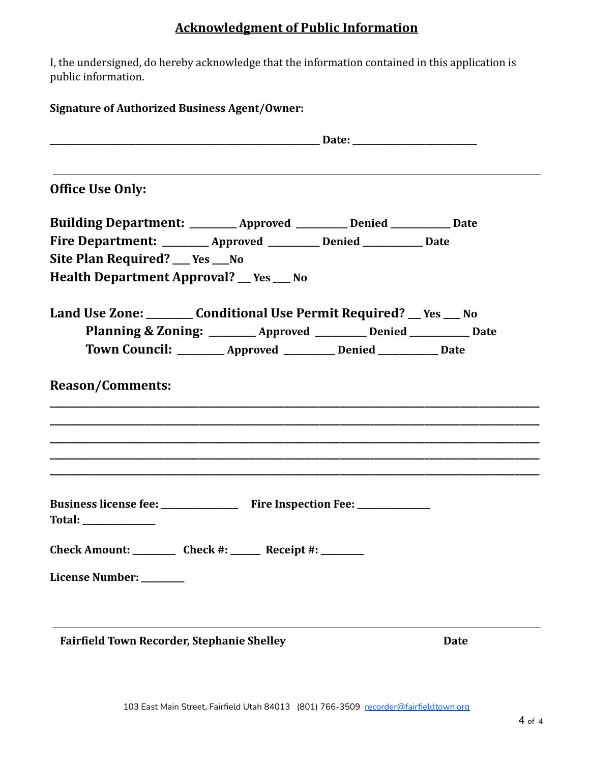## Acknowledgment of Public Information

I, the undersigned, do hereby acknowledge that the information contained in this application is public information.

**Signature of Authorized Business Agent/Owner:**

**______________________________________________ Date: ________________________**

---

### Office Use Only:

**Building Department: _________ Approved _________ Denied ___________ Date**
**Fire Department: _________ Approved _________ Denied ___________ Date**
**Site Plan Required? ___ Yes ___No**
**Health Department Approval? __ Yes ___ No**

**Land Use Zone: ________ Conditional Use Permit Required? __ Yes ___ No**
**Planning & Zoning: _________ Approved _________ Denied ___________ Date**
**Town Council: _________ Approved _________ Denied ___________ Date**

### Reason/Comments:

________________________________________________________________________________
________________________________________________________________________________
________________________________________________________________________________
________________________________________________________________________________
________________________________________________________________________________

**Business license fee: ______________ Fire Inspection Fee: ______________**
**Total: ______________**

**Check Amount: ________ Check #: ______ Receipt #: ________**

**License Number: ________**

---

**Fairfield Town Recorder, Stephanie Shelley** **Date**

103 East Main Street, Fairfield Utah 84013 (801) 766-3509 recorder@fairfieldtown.org